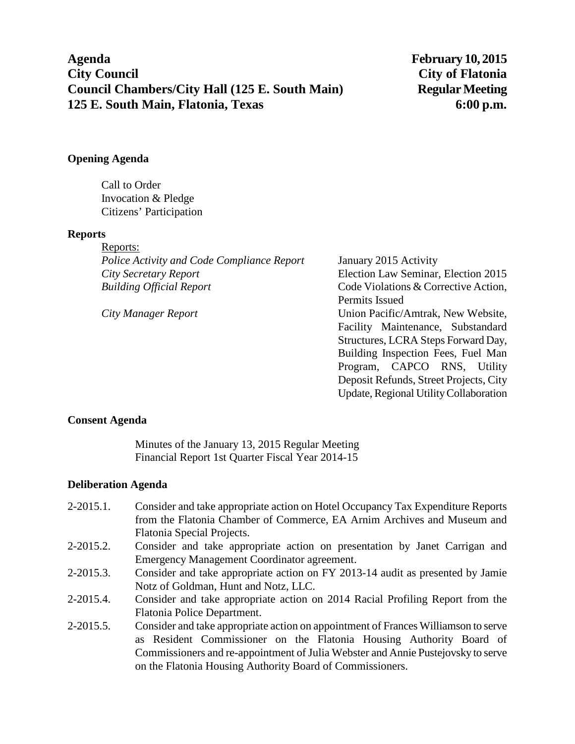**Agenda** **February 10, 2015**
**City Council** **City of Flatonia**
**Council Chambers/City Hall (125 E. South Main)** **Regular Meeting**
**125 E. South Main, Flatonia, Texas** **6:00 p.m.**

### Opening Agenda

Call to Order
Invocation & Pledge
Citizens' Participation

### Reports

<u>Reports:</u>

| | |
|---|---|
| *Police Activity and Code Compliance Report* | January 2015 Activity |
| *City Secretary Report* | Election Law Seminar, Election 2015 |
| *Building Official Report* | Code Violations & Corrective Action, Permits Issued |
| *City Manager Report* | Union Pacific/Amtrak, New Website, Facility Maintenance, Substandard Structures, LCRA Steps Forward Day, Building Inspection Fees, Fuel Man Program, CAPCO RNS, Utility Deposit Refunds, Street Projects, City Update, Regional Utility Collaboration |

### Consent Agenda

Minutes of the January 13, 2015 Regular Meeting
Financial Report 1st Quarter Fiscal Year 2014-15

### Deliberation Agenda

2-2015.1. Consider and take appropriate action on Hotel Occupancy Tax Expenditure Reports from the Flatonia Chamber of Commerce, EA Arnim Archives and Museum and Flatonia Special Projects.

2-2015.2. Consider and take appropriate action on presentation by Janet Carrigan and Emergency Management Coordinator agreement.

2-2015.3. Consider and take appropriate action on FY 2013-14 audit as presented by Jamie Notz of Goldman, Hunt and Notz, LLC.

2-2015.4. Consider and take appropriate action on 2014 Racial Profiling Report from the Flatonia Police Department.

2-2015.5. Consider and take appropriate action on appointment of Frances Williamson to serve as Resident Commissioner on the Flatonia Housing Authority Board of Commissioners and re-appointment of Julia Webster and Annie Pustejovsky to serve on the Flatonia Housing Authority Board of Commissioners.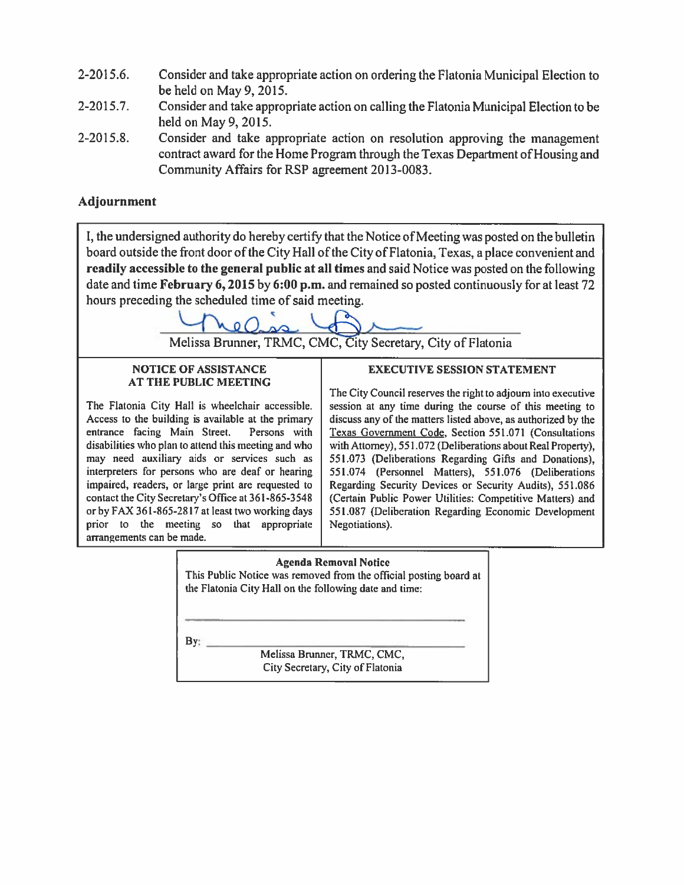2-2015.6. Consider and take appropriate action on ordering the Flatonia Municipal Election to be held on May 9, 2015.

2-2015.7. Consider and take appropriate action on calling the Flatonia Municipal Election to be held on May 9, 2015.

2-2015.8. Consider and take appropriate action on resolution approving the management contract award for the Home Program through the Texas Department of Housing and Community Affairs for RSP agreement 2013-0083.

## Adjournment

I, the undersigned authority do hereby certify that the Notice of Meeting was posted on the bulletin board outside the front door of the City Hall of the City of Flatonia, Texas, a place convenient and **readily accessible to the general public at all times** and said Notice was posted on the following date and time **February 6, 2015** by **6:00 p.m.** and remained so posted continuously for at least 72 hours preceding the scheduled time of said meeting.

Melissa Brunner, TRMC, CMC, City Secretary, City of Flatonia

**NOTICE OF ASSISTANCE AT THE PUBLIC MEETING**

The Flatonia City Hall is wheelchair accessible. Access to the building is available at the primary entrance facing Main Street. Persons with disabilities who plan to attend this meeting and who may need auxiliary aids or services such as interpreters for persons who are deaf or hearing impaired, readers, or large print are requested to contact the City Secretary's Office at 361-865-3548 or by FAX 361-865-2817 at least two working days prior to the meeting so that appropriate arrangements can be made.

**EXECUTIVE SESSION STATEMENT**

The City Council reserves the right to adjourn into executive session at any time during the course of this meeting to discuss any of the matters listed above, as authorized by the Texas Government Code, Section 551.071 (Consultations with Attorney), 551.072 (Deliberations about Real Property), 551.073 (Deliberations Regarding Gifts and Donations), 551.074 (Personnel Matters), 551.076 (Deliberations Regarding Security Devices or Security Audits), 551.086 (Certain Public Power Utilities: Competitive Matters) and 551.087 (Deliberation Regarding Economic Development Negotiations).

**Agenda Removal Notice**

This Public Notice was removed from the official posting board at the Flatonia City Hall on the following date and time:

\_\_\_\_\_\_\_\_\_\_\_\_\_\_\_\_\_\_\_\_\_\_\_\_\_\_\_\_\_\_

By: \_\_\_\_\_\_\_\_\_\_\_\_\_\_\_\_\_\_\_\_\_\_\_\_\_\_\_\_\_\_

Melissa Brunner, TRMC, CMC,
City Secretary, City of Flatonia